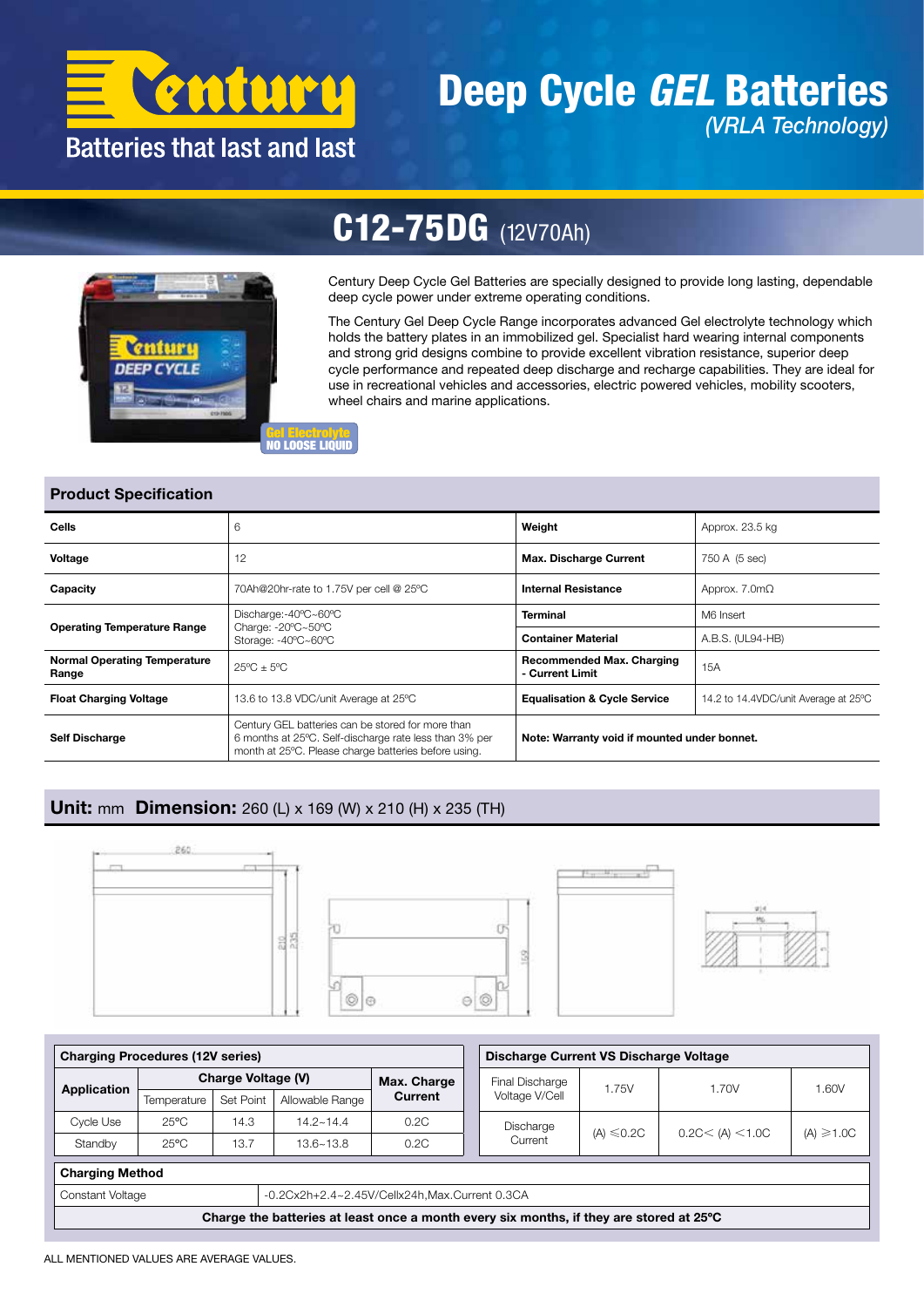# Century

Batteries that last and last

# Deep Cycle *GEL* Batteries

*(VRLA Technology)*

## C12-75DG (12V70Ah)

Century Deep Cycle Gel Batteries are specially designed to provide long lasting, dependable deep cycle power under extreme operating conditions.

The Century Gel Deep Cycle Range incorporates advanced Gel electrolyte technology which holds the battery plates in an immobilized gel. Specialist hard wearing internal components and strong grid designs combine to provide excellent vibration resistance, superior deep cycle performance and repeated deep discharge and recharge capabilities. They are ideal for use in recreational vehicles and accessories, electric powered vehicles, mobility scooters, wheel chairs and marine applications.

Gel Electrolyte
NO LOOSE LIQUID

### Product Specification

| | | | |
|---|---|---|---|
| **Cells** | 6 | **Weight** | Approx. 23.5 kg |
| **Voltage** | 12 | **Max. Discharge Current** | 750 A (5 sec) |
| **Capacity** | 70Ah@20hr-rate to 1.75V per cell @ 25ºC | **Internal Resistance** | Approx. 7.0mΩ |
| **Operating Temperature Range** | Discharge:-40ºC~60ºC<br>Charge: -20ºC~50ºC<br>Storage: -40ºC~60ºC | **Terminal** | M6 Insert |
| | | **Container Material** | A.B.S. (UL94-HB) |
| **Normal Operating Temperature Range** | 25ºC ± 5ºC | **Recommended Max. Charging - Current Limit** | 15A |
| **Float Charging Voltage** | 13.6 to 13.8 VDC/unit Average at 25ºC | **Equalisation & Cycle Service** | 14.2 to 14.4VDC/unit Average at 25ºC |
| **Self Discharge** | Century GEL batteries can be stored for more than 6 months at 25ºC. Self-discharge rate less than 3% per month at 25ºC. Please charge batteries before using. | **Note: Warranty void if mounted under bonnet.** | |

### Unit: mm Dimension: 260 (L) x 169 (W) x 210 (H) x 235 (TH)

260
210
235
169
Φ14
M6

| **Charging Procedures (12V series)** | | | | |
|---|---|---|---|---|
| **Application** | **Charge Voltage (V)** | | | **Max. Charge Current** |
| | Temperature | Set Point | Allowable Range | |
| Cycle Use | 25ºC | 14.3 | 14.2~14.4 | 0.2C |
| Standby | 25ºC | 13.7 | 13.6~13.8 | 0.2C |

| **Discharge Current VS Discharge Voltage** | | | |
|---|---|---|---|
| Final Discharge Voltage V/Cell | 1.75V | 1.70V | 1.60V |
| Discharge Current | (A) ≤0.2C | 0.2C< (A) <1.0C | (A) ≥1.0C |

| **Charging Method** | |
|---|---|
| Constant Voltage | -0.2Cx2h+2.4~2.45V/Cellx24h,Max.Current 0.3CA |
| **Charge the batteries at least once a month every six months, if they are stored at 25ºC** | |

ALL MENTIONED VALUES ARE AVERAGE VALUES.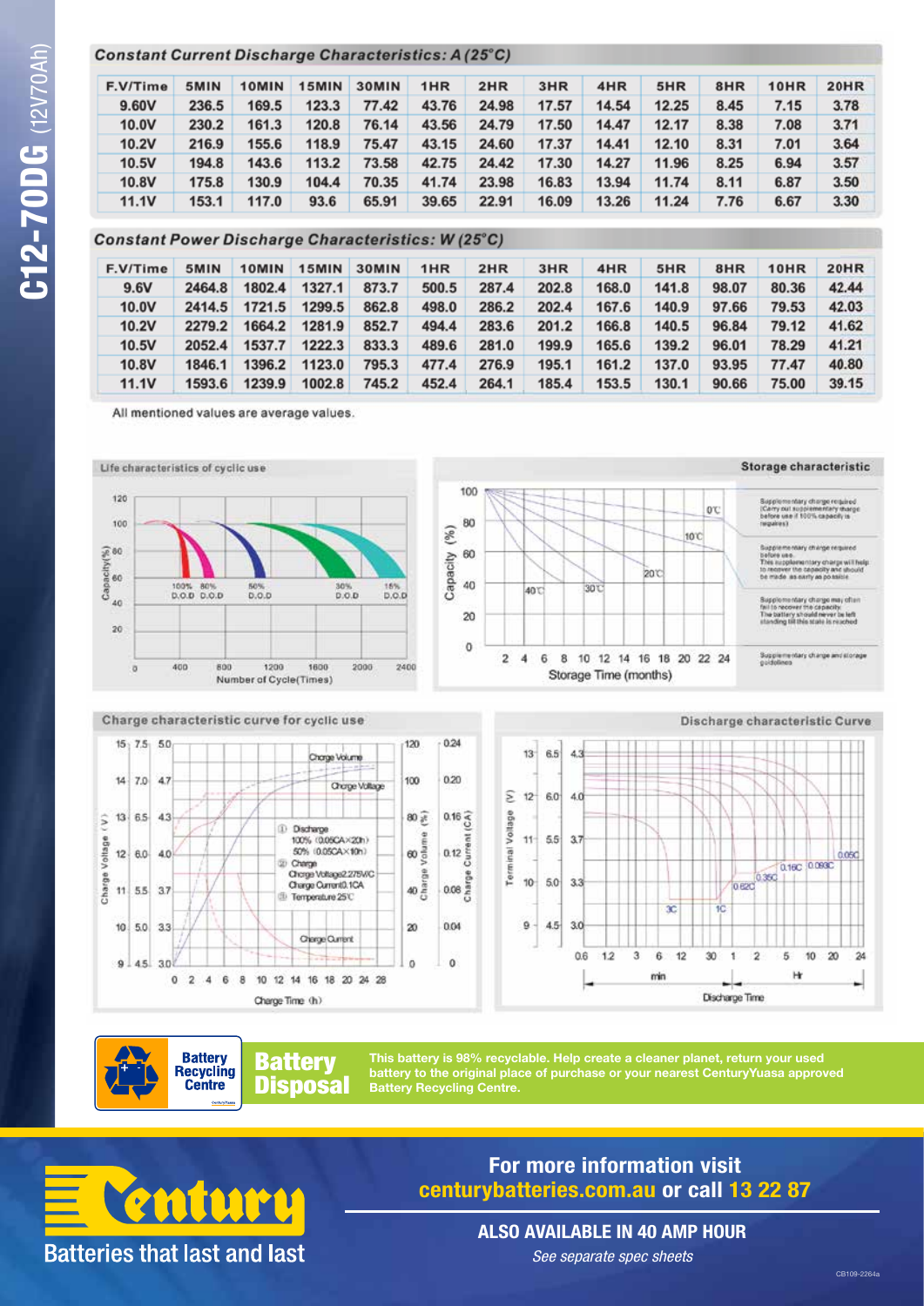C12-70DG (12V70Ah)

### Constant Current Discharge Characteristics: A (25°C)

| F.V/Time | 5MIN | 10MIN | 15MIN | 30MIN | 1HR | 2HR | 3HR | 4HR | 5HR | 8HR | 10HR | 20HR |
|---|---|---|---|---|---|---|---|---|---|---|---|---|
| 9.60V | 236.5 | 169.5 | 123.3 | 77.42 | 43.76 | 24.98 | 17.57 | 14.54 | 12.25 | 8.45 | 7.15 | 3.78 |
| 10.0V | 230.2 | 161.3 | 120.8 | 76.14 | 43.56 | 24.79 | 17.50 | 14.47 | 12.17 | 8.38 | 7.08 | 3.71 |
| 10.2V | 216.9 | 155.6 | 118.9 | 75.47 | 43.15 | 24.60 | 17.37 | 14.41 | 12.10 | 8.31 | 7.01 | 3.64 |
| 10.5V | 194.8 | 143.6 | 113.2 | 73.58 | 42.75 | 24.42 | 17.30 | 14.27 | 11.96 | 8.25 | 6.94 | 3.57 |
| 10.8V | 175.8 | 130.9 | 104.4 | 70.35 | 41.74 | 23.98 | 16.83 | 13.94 | 11.74 | 8.11 | 6.87 | 3.50 |
| 11.1V | 153.1 | 117.0 | 93.6 | 65.91 | 39.65 | 22.91 | 16.09 | 13.26 | 11.24 | 7.76 | 6.67 | 3.30 |

### Constant Power Discharge Characteristics: W (25°C)

| F.V/Time | 5MIN | 10MIN | 15MIN | 30MIN | 1HR | 2HR | 3HR | 4HR | 5HR | 8HR | 10HR | 20HR |
|---|---|---|---|---|---|---|---|---|---|---|---|---|
| 9.6V | 2464.8 | 1802.4 | 1327.1 | 873.7 | 500.5 | 287.4 | 202.8 | 168.0 | 141.8 | 98.07 | 80.36 | 42.44 |
| 10.0V | 2414.5 | 1721.5 | 1299.5 | 862.8 | 498.0 | 286.2 | 202.4 | 167.6 | 140.9 | 97.66 | 79.53 | 42.03 |
| 10.2V | 2279.2 | 1664.2 | 1281.9 | 852.7 | 494.4 | 283.6 | 201.2 | 166.8 | 140.5 | 96.84 | 79.12 | 41.62 |
| 10.5V | 2052.4 | 1537.7 | 1222.3 | 833.3 | 489.6 | 281.0 | 199.9 | 165.6 | 139.2 | 96.01 | 78.29 | 41.21 |
| 10.8V | 1846.1 | 1396.2 | 1123.0 | 795.3 | 477.4 | 276.9 | 195.1 | 161.2 | 137.0 | 93.95 | 77.47 | 40.80 |
| 11.1V | 1593.6 | 1239.9 | 1002.8 | 745.2 | 452.4 | 264.1 | 185.4 | 153.5 | 130.1 | 90.66 | 75.00 | 39.15 |

All mentioned values are average values.

**Life characteristics of cyclic use**

Capacity(%)
120
100
80
60
40
20
100% D.O.D
80% D.O.D
50% D.O.D
30% D.O.D
15% D.O.D
0 400 800 1200 1600 2000 2400
Number of Cycle(Times)

**Storage characteristic**

Capacity (%)
100
80
60
40
20
0
0℃
10℃
20℃
30℃
40℃
2 4 6 8 10 12 14 16 18 20 22 24
Storage Time (months)

Supplementary charge required (Carry out supplementary charge before use if 100% capacity is required)
Supplementary charge required before use. This supplementary charge will help to recover the capacity and should be made as early as possible
Supplementary charge may often fail to recover the capacity. The battery should never be left standing till this state is reached
Supplementary charge and storage guidelines

**Charge characteristic curve for cyclic use**

Charge Voltage (V)
15 7.5 5.0
14 7.0 4.7
13 6.5 4.3
12 6.0 4.0
11 5.5 3.7
10 5.0 3.3
9 4.5 3.0
Charge Volume
Charge Voltage
Charge Current
① Discharge
100% (0.05CA×20h)
50% (0.05CA×10h)
② Charge
Charge Voltage2.275V/C
Charge Current0.1CA
③ Temperature 25℃
Charge Volume (%)
120
100
80
60
40
20
0
Charge Current (CA)
0.24
0.20
0.16
0.12
0.08
0.04
0
0 2 4 6 8 10 12 14 16 18 20 24 28
Charge Time (h)

**Discharge characteristic Curve**

Terminal Voltage (V)
13 6.5 4.3
12 6.0 4.0
11 5.5 3.7
10 5.0 3.3
9 4.5 3.0
3C
1C
0.62C
0.35C
0.16C
0.093C
0.05C
0.6 1.2 3 6 12 30 1 2 5 10 20 24
min
Hr
Discharge Time

Battery Recycling Centre

**Battery Disposal**

**This battery is 98% recyclable. Help create a cleaner planet, return your used battery to the original place of purchase or your nearest CenturyYuasa approved Battery Recycling Centre.**

Century

Batteries that last and last

**For more information visit centurybatteries.com.au or call 13 22 87**

**ALSO AVAILABLE IN 40 AMP HOUR**

*See separate spec sheets*

CB109-2264a